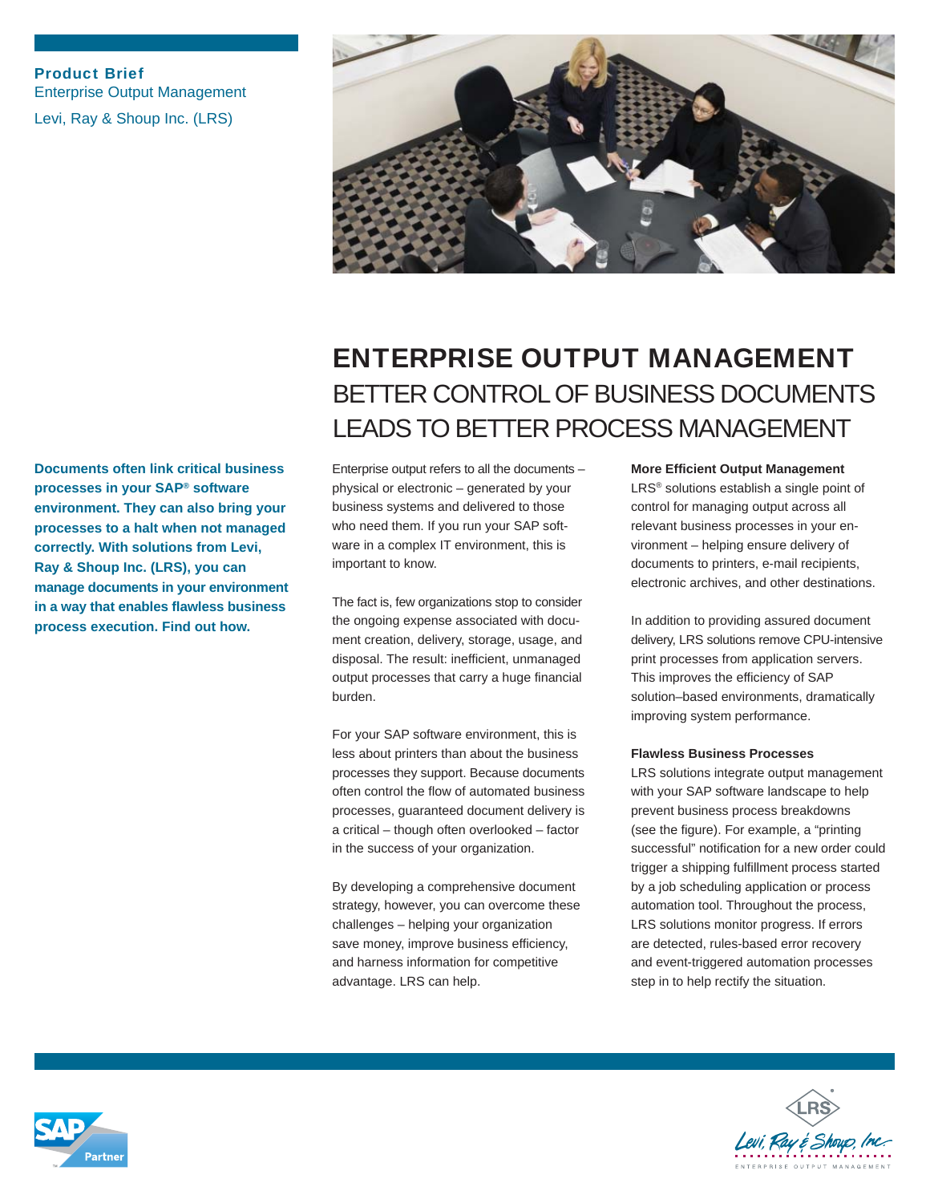**Product Brief**
Enterprise Output Management
Levi, Ray & Shoup Inc. (LRS)

# ENTERPRISE OUTPUT MANAGEMENT

## BETTER CONTROL OF BUSINESS DOCUMENTS LEADS TO BETTER PROCESS MANAGEMENT

**Documents often link critical business processes in your SAP® software environment. They can also bring your processes to a halt when not managed correctly. With solutions from Levi, Ray & Shoup Inc. (LRS), you can manage documents in your environment in a way that enables flawless business process execution. Find out how.**

Enterprise output refers to all the documents – physical or electronic – generated by your business systems and delivered to those who need them. If you run your SAP software in a complex IT environment, this is important to know.

The fact is, few organizations stop to consider the ongoing expense associated with document creation, delivery, storage, usage, and disposal. The result: inefficient, unmanaged output processes that carry a huge financial burden.

For your SAP software environment, this is less about printers than about the business processes they support. Because documents often control the flow of automated business processes, guaranteed document delivery is a critical – though often overlooked – factor in the success of your organization.

By developing a comprehensive document strategy, however, you can overcome these challenges – helping your organization save money, improve business efficiency, and harness information for competitive advantage. LRS can help.

**More Efficient Output Management**

LRS® solutions establish a single point of control for managing output across all relevant business processes in your environment – helping ensure delivery of documents to printers, e-mail recipients, electronic archives, and other destinations.

In addition to providing assured document delivery, LRS solutions remove CPU-intensive print processes from application servers. This improves the efficiency of SAP solution–based environments, dramatically improving system performance.

**Flawless Business Processes**

LRS solutions integrate output management with your SAP software landscape to help prevent business process breakdowns (see the figure). For example, a "printing successful" notification for a new order could trigger a shipping fulfillment process started by a job scheduling application or process automation tool. Throughout the process, LRS solutions monitor progress. If errors are detected, rules-based error recovery and event-triggered automation processes step in to help rectify the situation.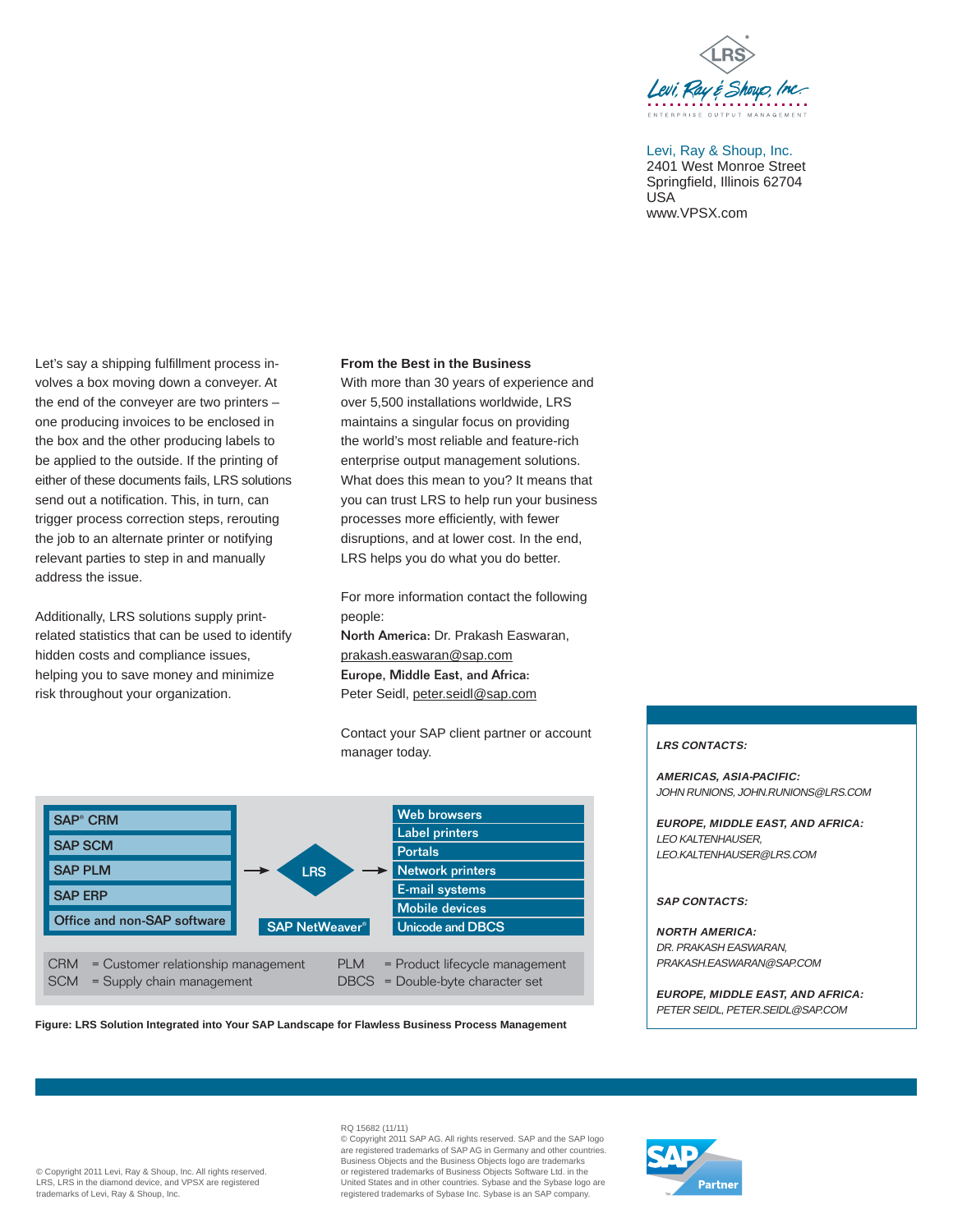Levi, Ray & Shoup, Inc.
2401 West Monroe Street
Springfield, Illinois 62704
USA
www.VPSX.com

Let's say a shipping fulfillment process involves a box moving down a conveyer. At the end of the conveyer are two printers – one producing invoices to be enclosed in the box and the other producing labels to be applied to the outside. If the printing of either of these documents fails, LRS solutions send out a notification. This, in turn, can trigger process correction steps, rerouting the job to an alternate printer or notifying relevant parties to step in and manually address the issue.

Additionally, LRS solutions supply print-related statistics that can be used to identify hidden costs and compliance issues, helping you to save money and minimize risk throughout your organization.

**From the Best in the Business**

With more than 30 years of experience and over 5,500 installations worldwide, LRS maintains a singular focus on providing the world's most reliable and feature-rich enterprise output management solutions. What does this mean to you? It means that you can trust LRS to help run your business processes more efficiently, with fewer disruptions, and at lower cost. In the end, LRS helps you do what you do better.

For more information contact the following people:
**North America:** Dr. Prakash Easwaran, prakash.easwaran@sap.com
**Europe, Middle East, and Africa:** Peter Seidl, peter.seidl@sap.com

Contact your SAP client partner or account manager today.

SAP® CRM
SAP SCM
SAP PLM
SAP ERP
Office and non-SAP software

LRS
SAP NetWeaver®

Web browsers
Label printers
Portals
Network printers
E-mail systems
Mobile devices
Unicode and DBCS

CRM = Customer relationship management
SCM = Supply chain management
PLM = Product lifecycle management
DBCS = Double-byte character set

**Figure: LRS Solution Integrated into Your SAP Landscape for Flawless Business Process Management**

***LRS CONTACTS:***

***AMERICAS, ASIA-PACIFIC:***
*JOHN RUNIONS, JOHN.RUNIONS@LRS.COM*

***EUROPE, MIDDLE EAST, AND AFRICA:***
*LEO KALTENHAUSER,*
*LEO.KALTENHAUSER@LRS.COM*

***SAP CONTACTS:***

***NORTH AMERICA:***
*DR. PRAKASH EASWARAN,*
*PRAKASH.EASWARAN@SAP.COM*

***EUROPE, MIDDLE EAST, AND AFRICA:***
*PETER SEIDL, PETER.SEIDL@SAP.COM*

© Copyright 2011 Levi, Ray & Shoup, Inc. All rights reserved. LRS, LRS in the diamond device, and VPSX are registered trademarks of Levi, Ray & Shoup, Inc.

RQ 15682 (11/11)
© Copyright 2011 SAP AG. All rights reserved. SAP and the SAP logo are registered trademarks of SAP AG in Germany and other countries. Business Objects and the Business Objects logo are trademarks or registered trademarks of Business Objects Software Ltd. in the United States and in other countries. Sybase and the Sybase logo are registered trademarks of Sybase Inc. Sybase is an SAP company.